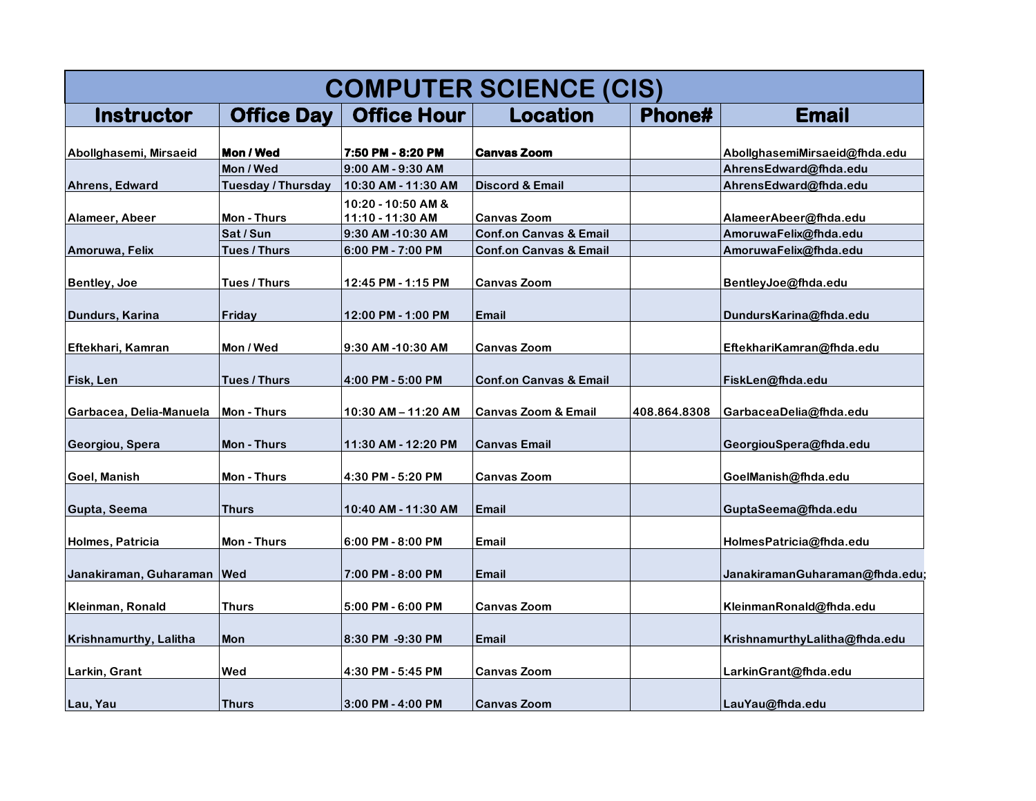# COMPUTER SCIENCE (CIS)

| Instructor | Office Day | Office Hour | Location | Phone# | Email |
|---|---|---|---|---|---|
| Abollghasemi, Mirsaeid | **Mon / Wed** | **7:50 PM - 8:20 PM** | **Canvas Zoom** | | AbollghasemiMirsaeid@fhda.edu |
| Ahrens, Edward | Mon / Wed | 9:00 AM - 9:30 AM | | | AhrensEdward@fhda.edu |
| | Tuesday / Thursday | 10:30 AM - 11:30 AM | Discord & Email | | AhrensEdward@fhda.edu |
| Alameer, Abeer | Mon - Thurs | 10:20 - 10:50 AM & 11:10 - 11:30 AM | Canvas Zoom | | AlameerAbeer@fhda.edu |
| Amoruwa, Felix | Sat / Sun | 9:30 AM -10:30 AM | Conf.on Canvas & Email | | AmoruwaFelix@fhda.edu |
| | Tues / Thurs | 6:00 PM - 7:00 PM | Conf.on Canvas & Email | | AmoruwaFelix@fhda.edu |
| Bentley, Joe | Tues / Thurs | 12:45 PM - 1:15 PM | Canvas Zoom | | BentleyJoe@fhda.edu |
| Dundurs, Karina | Friday | 12:00 PM - 1:00 PM | Email | | DundursKarina@fhda.edu |
| Eftekhari, Kamran | Mon / Wed | 9:30 AM -10:30 AM | Canvas Zoom | | EftekhariKamran@fhda.edu |
| Fisk, Len | Tues / Thurs | 4:00 PM - 5:00 PM | Conf.on Canvas & Email | | FiskLen@fhda.edu |
| Garbacea, Delia-Manuela | Mon - Thurs | 10:30 AM – 11:20 AM | Canvas Zoom & Email | 408.864.8308 | GarbaceaDelia@fhda.edu |
| Georgiou, Spera | Mon - Thurs | 11:30 AM - 12:20 PM | Canvas Email | | GeorgiouSpera@fhda.edu |
| Goel, Manish | Mon - Thurs | 4:30 PM - 5:20 PM | Canvas Zoom | | GoelManish@fhda.edu |
| Gupta, Seema | Thurs | 10:40 AM - 11:30 AM | Email | | GuptaSeema@fhda.edu |
| Holmes, Patricia | Mon - Thurs | 6:00 PM - 8:00 PM | Email | | HolmesPatricia@fhda.edu |
| Janakiraman, Guharaman | Wed | 7:00 PM - 8:00 PM | Email | | JanakiramanGuharaman@fhda.edu; |
| Kleinman, Ronald | Thurs | 5:00 PM - 6:00 PM | Canvas Zoom | | KleinmanRonald@fhda.edu |
| Krishnamurthy, Lalitha | Mon | 8:30 PM -9:30 PM | Email | | KrishnamurthyLalitha@fhda.edu |
| Larkin, Grant | Wed | 4:30 PM - 5:45 PM | Canvas Zoom | | LarkinGrant@fhda.edu |
| Lau, Yau | Thurs | 3:00 PM - 4:00 PM | Canvas Zoom | | LauYau@fhda.edu |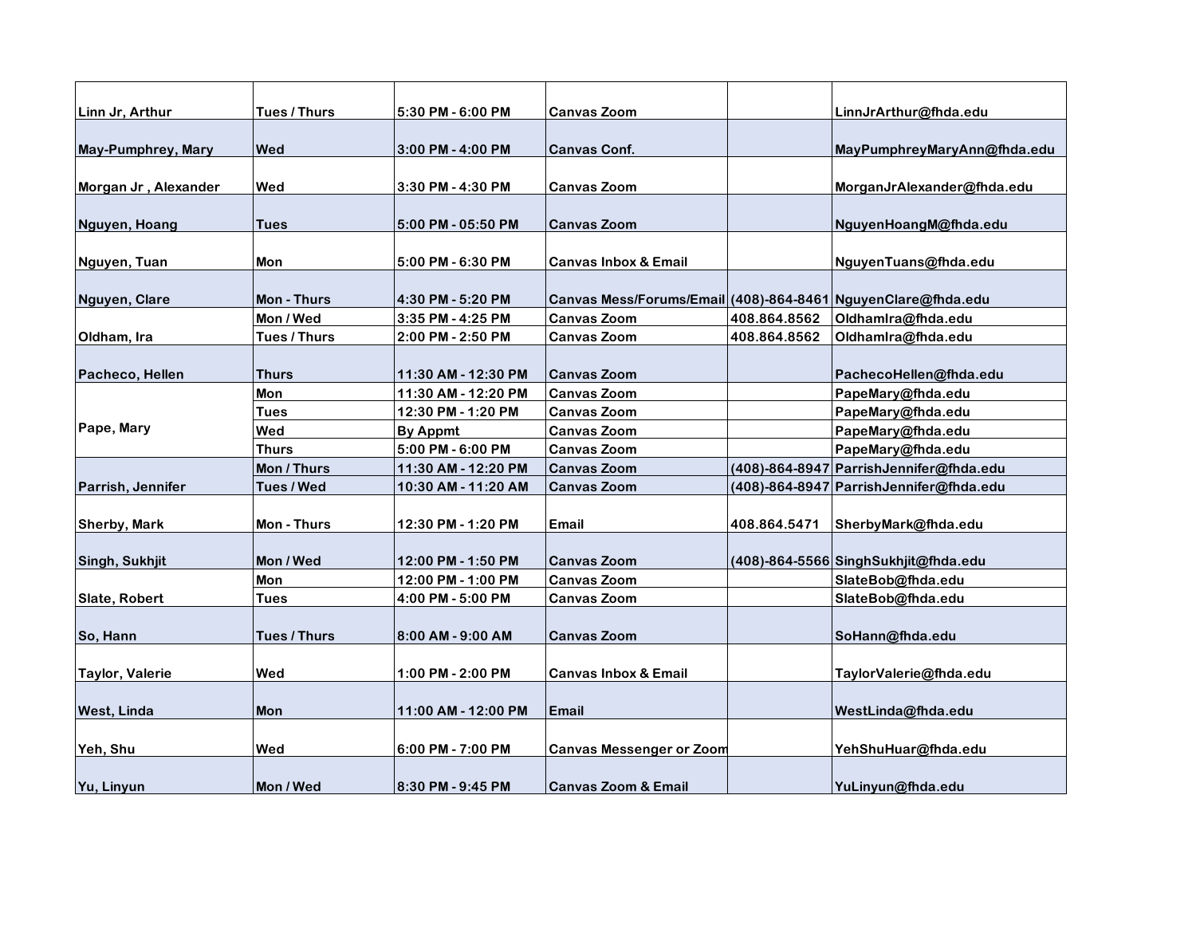| | | | | | |
|---|---|---|---|---|---|
| Linn Jr, Arthur | Tues / Thurs | 5:30 PM - 6:00 PM | Canvas Zoom | | LinnJrArthur@fhda.edu |
| May-Pumphrey, Mary | Wed | 3:00 PM - 4:00 PM | Canvas Conf. | | MayPumphreyMaryAnn@fhda.edu |
| Morgan Jr , Alexander | Wed | 3:30 PM - 4:30 PM | Canvas Zoom | | MorganJrAlexander@fhda.edu |
| Nguyen, Hoang | Tues | 5:00 PM - 05:50 PM | Canvas Zoom | | NguyenHoangM@fhda.edu |
| Nguyen, Tuan | Mon | 5:00 PM - 6:30 PM | Canvas Inbox & Email | | NguyenTuans@fhda.edu |
| Nguyen, Clare | Mon - Thurs | 4:30 PM - 5:20 PM | Canvas Mess/Forums/Email | (408)-864-8461 | NguyenClare@fhda.edu |
| Oldham, Ira | Mon / Wed | 3:35 PM - 4:25 PM | Canvas Zoom | 408.864.8562 | OldhamIra@fhda.edu |
| | Tues / Thurs | 2:00 PM - 2:50 PM | Canvas Zoom | 408.864.8562 | OldhamIra@fhda.edu |
| Pacheco, Hellen | Thurs | 11:30 AM - 12:30 PM | Canvas Zoom | | PachecoHellen@fhda.edu |
| Pape, Mary | Mon | 11:30 AM - 12:20 PM | Canvas Zoom | | PapeMary@fhda.edu |
| | Tues | 12:30 PM - 1:20 PM | Canvas Zoom | | PapeMary@fhda.edu |
| | Wed | By Appmt | Canvas Zoom | | PapeMary@fhda.edu |
| | Thurs | 5:00 PM - 6:00 PM | Canvas Zoom | | PapeMary@fhda.edu |
| Parrish, Jennifer | Mon / Thurs | 11:30 AM - 12:20 PM | Canvas Zoom | (408)-864-8947 | ParrishJennifer@fhda.edu |
| | Tues / Wed | 10:30 AM - 11:20 AM | Canvas Zoom | (408)-864-8947 | ParrishJennifer@fhda.edu |
| Sherby, Mark | Mon - Thurs | 12:30 PM - 1:20 PM | Email | 408.864.5471 | SherbyMark@fhda.edu |
| Singh, Sukhjit | Mon / Wed | 12:00 PM - 1:50 PM | Canvas Zoom | (408)-864-5566 | SinghSukhjit@fhda.edu |
| Slate, Robert | Mon | 12:00 PM - 1:00 PM | Canvas Zoom | | SlateBob@fhda.edu |
| | Tues | 4:00 PM - 5:00 PM | Canvas Zoom | | SlateBob@fhda.edu |
| So, Hann | Tues / Thurs | 8:00 AM - 9:00 AM | Canvas Zoom | | SoHann@fhda.edu |
| Taylor, Valerie | Wed | 1:00 PM - 2:00 PM | Canvas Inbox & Email | | TaylorValerie@fhda.edu |
| West, Linda | Mon | 11:00 AM - 12:00 PM | Email | | WestLinda@fhda.edu |
| Yeh, Shu | Wed | 6:00 PM - 7:00 PM | Canvas Messenger or Zoom | | YehShuHuar@fhda.edu |
| Yu, Linyun | Mon / Wed | 8:30 PM - 9:45 PM | Canvas Zoom & Email | | YuLinyun@fhda.edu |